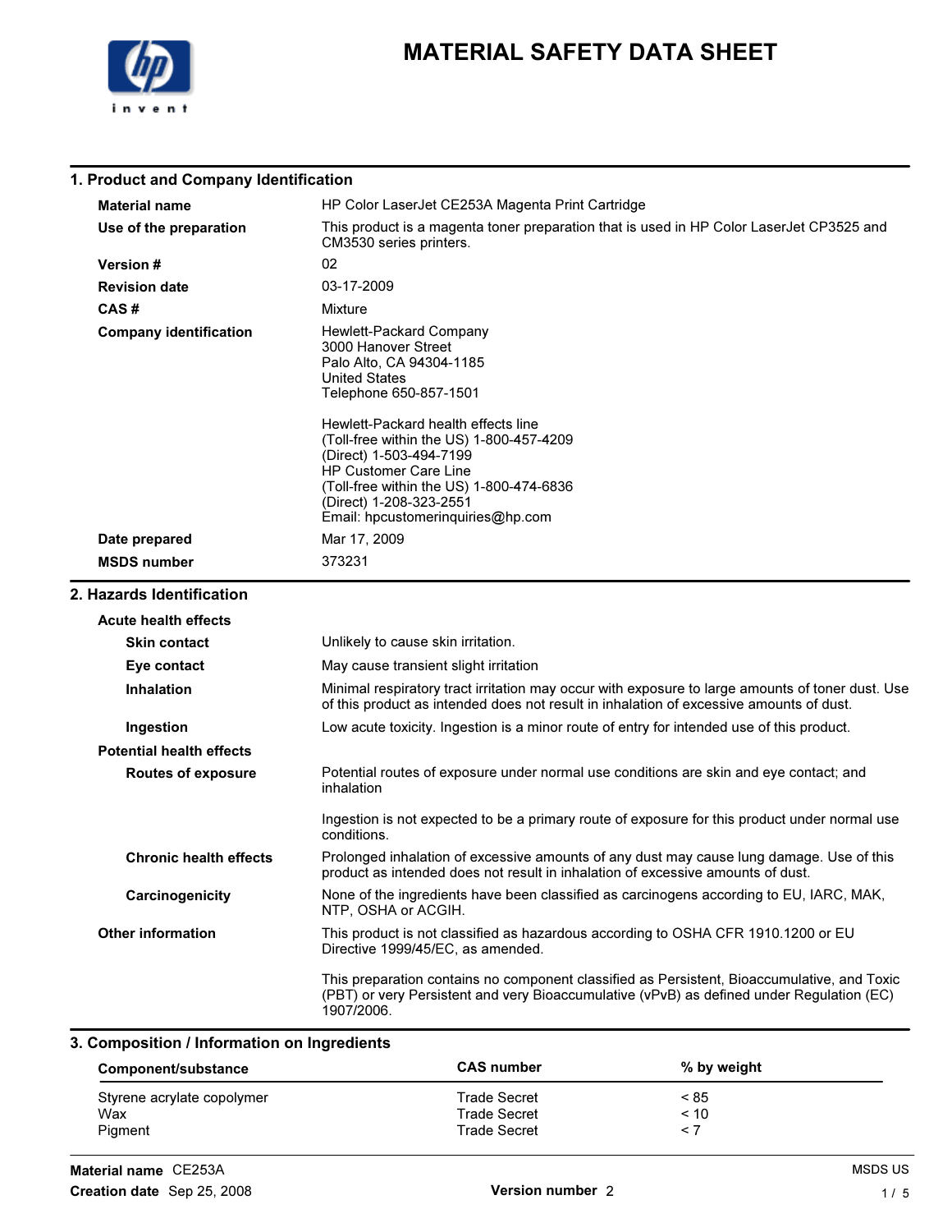# MATERIAL SAFETY DATA SHEET

## 1. Product and Company Identification

**Material name** HP Color LaserJet CE253A Magenta Print Cartridge

**Use of the preparation** This product is a magenta toner preparation that is used in HP Color LaserJet CP3525 and CM3530 series printers.

**Version #** 02

**Revision date** 03-17-2009

**CAS #** Mixture

**Company identification**
Hewlett-Packard Company
3000 Hanover Street
Palo Alto, CA 94304-1185
United States
Telephone 650-857-1501

Hewlett-Packard health effects line
(Toll-free within the US) 1-800-457-4209
(Direct) 1-503-494-7199
HP Customer Care Line
(Toll-free within the US) 1-800-474-6836
(Direct) 1-208-323-2551
Email: hpcustomerinquiries@hp.com

**Date prepared** Mar 17, 2009

**MSDS number** 373231

## 2. Hazards Identification

**Acute health effects**

**Skin contact** Unlikely to cause skin irritation.

**Eye contact** May cause transient slight irritation

**Inhalation** Minimal respiratory tract irritation may occur with exposure to large amounts of toner dust. Use of this product as intended does not result in inhalation of excessive amounts of dust.

**Ingestion** Low acute toxicity. Ingestion is a minor route of entry for intended use of this product.

**Potential health effects**

**Routes of exposure** Potential routes of exposure under normal use conditions are skin and eye contact; and inhalation

Ingestion is not expected to be a primary route of exposure for this product under normal use conditions.

**Chronic health effects** Prolonged inhalation of excessive amounts of any dust may cause lung damage. Use of this product as intended does not result in inhalation of excessive amounts of dust.

**Carcinogenicity** None of the ingredients have been classified as carcinogens according to EU, IARC, MAK, NTP, OSHA or ACGIH.

**Other information** This product is not classified as hazardous according to OSHA CFR 1910.1200 or EU Directive 1999/45/EC, as amended.

This preparation contains no component classified as Persistent, Bioaccumulative, and Toxic (PBT) or very Persistent and very Bioaccumulative (vPvB) as defined under Regulation (EC) 1907/2006.

## 3. Composition / Information on Ingredients

| Component/substance | CAS number | % by weight |
|---|---|---|
| Styrene acrylate copolymer | Trade Secret | < 85 |
| Wax | Trade Secret | < 10 |
| Pigment | Trade Secret | < 7 |

**Material name** CE253A
**Creation date** Sep 25, 2008 **Version number** 2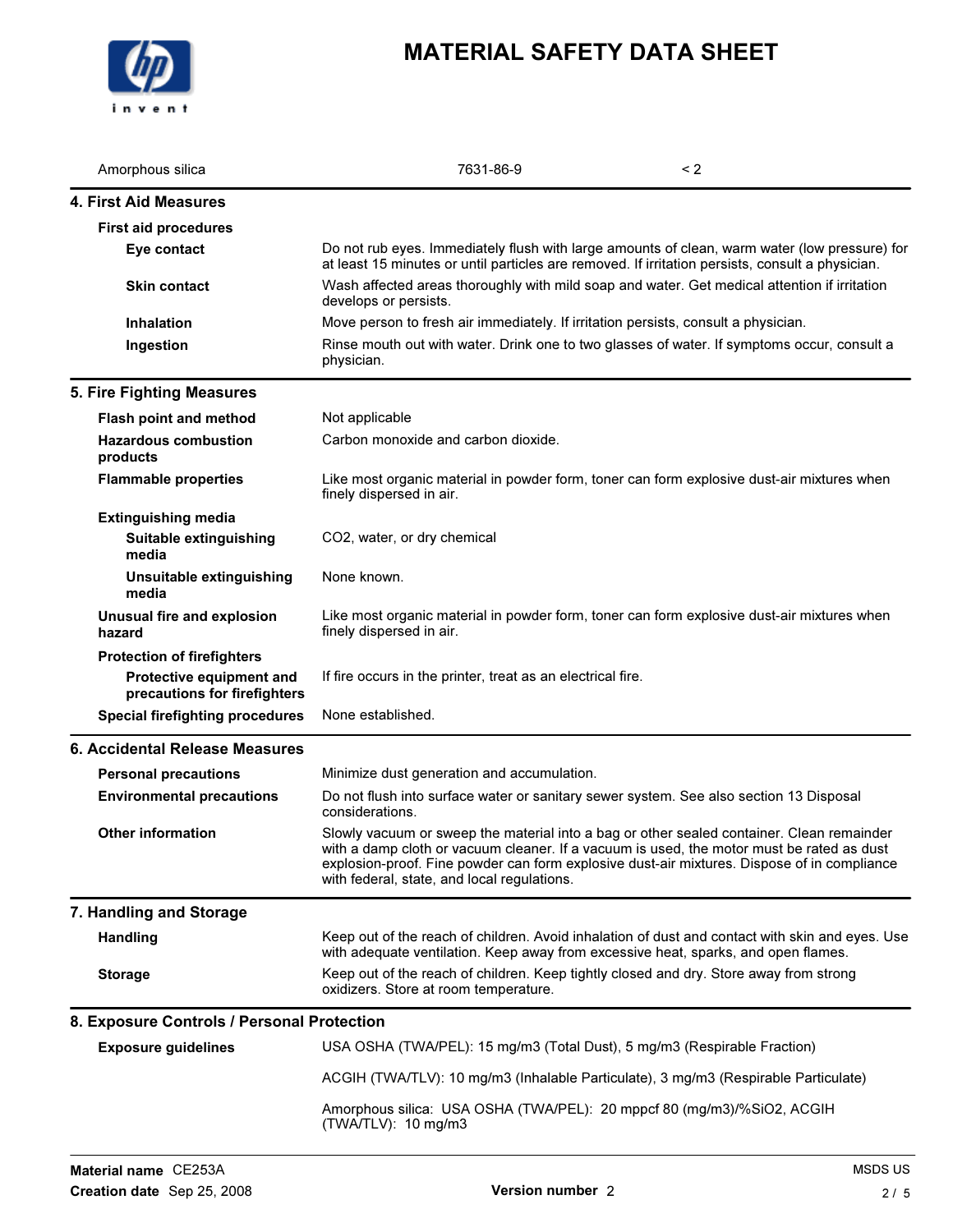# MATERIAL SAFETY DATA SHEET

| Amorphous silica | 7631-86-9 | < 2 |
|---|---|---|

## 4. First Aid Measures

**First aid procedures**

**Eye contact**
Do not rub eyes. Immediately flush with large amounts of clean, warm water (low pressure) for at least 15 minutes or until particles are removed. If irritation persists, consult a physician.

**Skin contact**
Wash affected areas thoroughly with mild soap and water. Get medical attention if irritation develops or persists.

**Inhalation**
Move person to fresh air immediately. If irritation persists, consult a physician.

**Ingestion**
Rinse mouth out with water. Drink one to two glasses of water. If symptoms occur, consult a physician.

## 5. Fire Fighting Measures

**Flash point and method**
Not applicable

**Hazardous combustion products**
Carbon monoxide and carbon dioxide.

**Flammable properties**
Like most organic material in powder form, toner can form explosive dust-air mixtures when finely dispersed in air.

**Extinguishing media**

**Suitable extinguishing media**
$CO_2$, water, or dry chemical

**Unsuitable extinguishing media**
None known.

**Unusual fire and explosion hazard**
Like most organic material in powder form, toner can form explosive dust-air mixtures when finely dispersed in air.

**Protection of firefighters**

**Protective equipment and precautions for firefighters**
If fire occurs in the printer, treat as an electrical fire.

**Special firefighting procedures**
None established.

## 6. Accidental Release Measures

**Personal precautions**
Minimize dust generation and accumulation.

**Environmental precautions**
Do not flush into surface water or sanitary sewer system. See also section 13 Disposal considerations.

**Other information**
Slowly vacuum or sweep the material into a bag or other sealed container. Clean remainder with a damp cloth or vacuum cleaner. If a vacuum is used, the motor must be rated as dust explosion-proof. Fine powder can form explosive dust-air mixtures. Dispose of in compliance with federal, state, and local regulations.

## 7. Handling and Storage

**Handling**
Keep out of the reach of children. Avoid inhalation of dust and contact with skin and eyes. Use with adequate ventilation. Keep away from excessive heat, sparks, and open flames.

**Storage**
Keep out of the reach of children. Keep tightly closed and dry. Store away from strong oxidizers. Store at room temperature.

## 8. Exposure Controls / Personal Protection

**Exposure guidelines**
USA OSHA (TWA/PEL): 15 mg/m3 (Total Dust), 5 mg/m3 (Respirable Fraction)

ACGIH (TWA/TLV): 10 mg/m3 (Inhalable Particulate), 3 mg/m3 (Respirable Particulate)

Amorphous silica: USA OSHA (TWA/PEL): 20 mppcf 80 (mg/m3)/%$SiO_2$, ACGIH (TWA/TLV): 10 mg/m3

**Material name** CE253A
**Creation date** Sep 25, 2008
**Version number** 2
MSDS US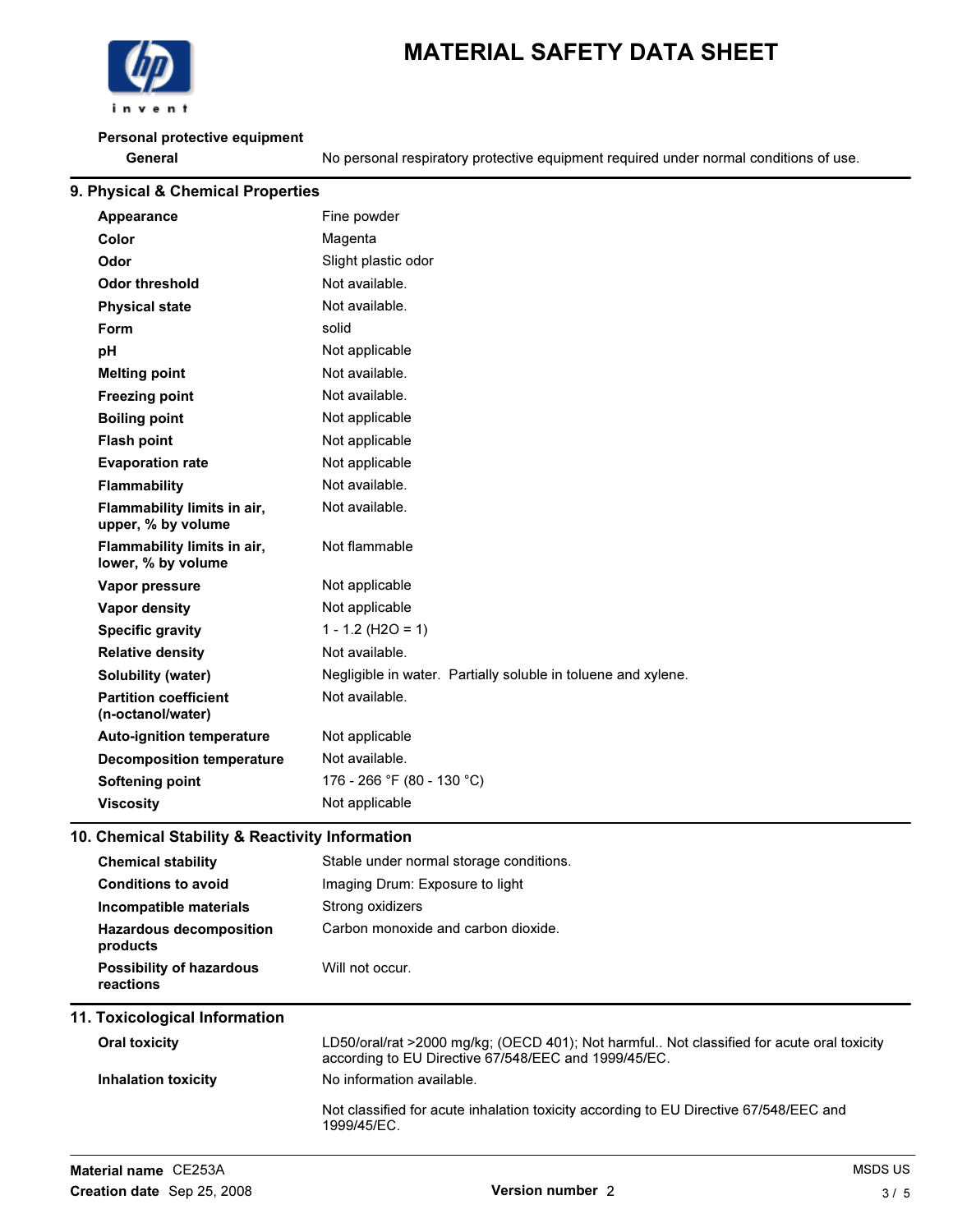**Personal protective equipment**

| | |
|---|---|
| **General** | No personal respiratory protective equipment required under normal conditions of use. |

## 9. Physical & Chemical Properties

| | |
|---|---|
| **Appearance** | Fine powder |
| **Color** | Magenta |
| **Odor** | Slight plastic odor |
| **Odor threshold** | Not available. |
| **Physical state** | Not available. |
| **Form** | solid |
| **pH** | Not applicable |
| **Melting point** | Not available. |
| **Freezing point** | Not available. |
| **Boiling point** | Not applicable |
| **Flash point** | Not applicable |
| **Evaporation rate** | Not applicable |
| **Flammability** | Not available. |
| **Flammability limits in air, upper, % by volume** | Not available. |
| **Flammability limits in air, lower, % by volume** | Not flammable |
| **Vapor pressure** | Not applicable |
| **Vapor density** | Not applicable |
| **Specific gravity** | 1 - 1.2 (H2O = 1) |
| **Relative density** | Not available. |
| **Solubility (water)** | Negligible in water. Partially soluble in toluene and xylene. |
| **Partition coefficient (n-octanol/water)** | Not available. |
| **Auto-ignition temperature** | Not applicable |
| **Decomposition temperature** | Not available. |
| **Softening point** | 176 - 266 °F (80 - 130 °C) |
| **Viscosity** | Not applicable |

## 10. Chemical Stability & Reactivity Information

| | |
|---|---|
| **Chemical stability** | Stable under normal storage conditions. |
| **Conditions to avoid** | Imaging Drum: Exposure to light |
| **Incompatible materials** | Strong oxidizers |
| **Hazardous decomposition products** | Carbon monoxide and carbon dioxide. |
| **Possibility of hazardous reactions** | Will not occur. |

## 11. Toxicological Information

| | |
|---|---|
| **Oral toxicity** | LD50/oral/rat >2000 mg/kg; (OECD 401); Not harmful.. Not classified for acute oral toxicity according to EU Directive 67/548/EEC and 1999/45/EC. |
| **Inhalation toxicity** | No information available. |
| | Not classified for acute inhalation toxicity according to EU Directive 67/548/EEC and 1999/45/EC. |

**Material name** CE253A
**Creation date** Sep 25, 2008 **Version number** 2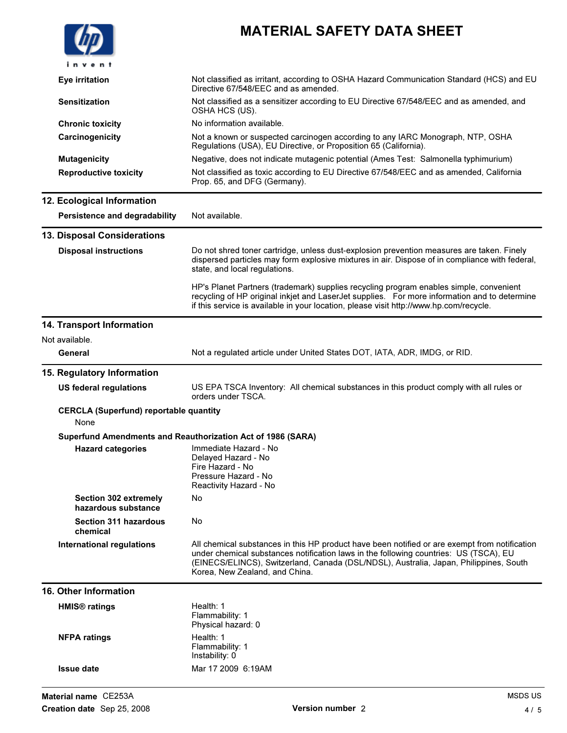| | |
|---|---|
| **Eye irritation** | Not classified as irritant, according to OSHA Hazard Communication Standard (HCS) and EU Directive 67/548/EEC and as amended. |
| **Sensitization** | Not classified as a sensitizer according to EU Directive 67/548/EEC and as amended, and OSHA HCS (US). |
| **Chronic toxicity** | No information available. |
| **Carcinogenicity** | Not a known or suspected carcinogen according to any IARC Monograph, NTP, OSHA Regulations (USA), EU Directive, or Proposition 65 (California). |
| **Mutagenicity** | Negative, does not indicate mutagenic potential (Ames Test: Salmonella typhimurium) |
| **Reproductive toxicity** | Not classified as toxic according to EU Directive 67/548/EEC and as amended, California Prop. 65, and DFG (Germany). |

## 12. Ecological Information

**Persistence and degradability** Not available.

## 13. Disposal Considerations

**Disposal instructions**

Do not shred toner cartridge, unless dust-explosion prevention measures are taken. Finely dispersed particles may form explosive mixtures in air. Dispose of in compliance with federal, state, and local regulations.

HP's Planet Partners (trademark) supplies recycling program enables simple, convenient recycling of HP original inkjet and LaserJet supplies. For more information and to determine if this service is available in your location, please visit http://www.hp.com/recycle.

## 14. Transport Information

Not available.

**General** Not a regulated article under United States DOT, IATA, ADR, IMDG, or RID.

## 15. Regulatory Information

**US federal regulations** US EPA TSCA Inventory: All chemical substances in this product comply with all rules or orders under TSCA.

**CERCLA (Superfund) reportable quantity**

None

**Superfund Amendments and Reauthorization Act of 1986 (SARA)**

**Hazard categories**

Immediate Hazard - No
Delayed Hazard - No
Fire Hazard - No
Pressure Hazard - No
Reactivity Hazard - No

**Section 302 extremely hazardous substance** No

**Section 311 hazardous chemical** No

**International regulations** All chemical substances in this HP product have been notified or are exempt from notification under chemical substances notification laws in the following countries: US (TSCA), EU (EINECS/ELINCS), Switzerland, Canada (DSL/NDSL), Australia, Japan, Philippines, South Korea, New Zealand, and China.

## 16. Other Information

**HMIS® ratings**

Health: 1
Flammability: 1
Physical hazard: 0

**NFPA ratings**

Health: 1
Flammability: 1
Instability: 0

**Issue date** Mar 17 2009 6:19AM

**Material name** CE253A
**Creation date** Sep 25, 2008
**Version number** 2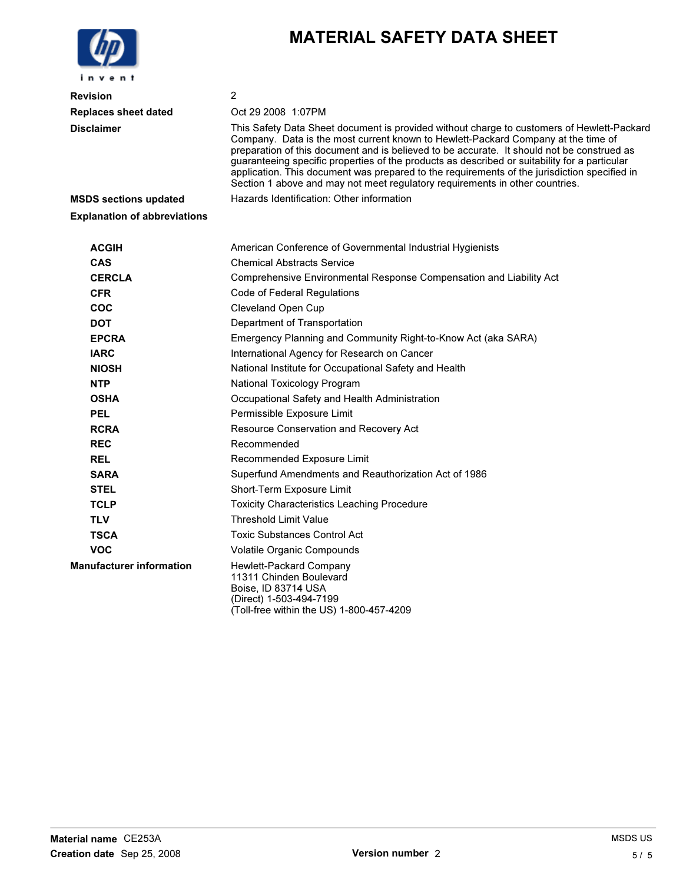# MATERIAL SAFETY DATA SHEET

| | |
|---|---|
| **Revision** | 2 |
| **Replaces sheet dated** | Oct 29 2008 1:07PM |
| **Disclaimer** | This Safety Data Sheet document is provided without charge to customers of Hewlett-Packard Company. Data is the most current known to Hewlett-Packard Company at the time of preparation of this document and is believed to be accurate. It should not be construed as guaranteeing specific properties of the products as described or suitability for a particular application. This document was prepared to the requirements of the jurisdiction specified in Section 1 above and may not meet regulatory requirements in other countries. |
| **MSDS sections updated** | Hazards Identification: Other information |

**Explanation of abbreviations**

| | |
|---|---|
| **ACGIH** | American Conference of Governmental Industrial Hygienists |
| **CAS** | Chemical Abstracts Service |
| **CERCLA** | Comprehensive Environmental Response Compensation and Liability Act |
| **CFR** | Code of Federal Regulations |
| **COC** | Cleveland Open Cup |
| **DOT** | Department of Transportation |
| **EPCRA** | Emergency Planning and Community Right-to-Know Act (aka SARA) |
| **IARC** | International Agency for Research on Cancer |
| **NIOSH** | National Institute for Occupational Safety and Health |
| **NTP** | National Toxicology Program |
| **OSHA** | Occupational Safety and Health Administration |
| **PEL** | Permissible Exposure Limit |
| **RCRA** | Resource Conservation and Recovery Act |
| **REC** | Recommended |
| **REL** | Recommended Exposure Limit |
| **SARA** | Superfund Amendments and Reauthorization Act of 1986 |
| **STEL** | Short-Term Exposure Limit |
| **TCLP** | Toxicity Characteristics Leaching Procedure |
| **TLV** | Threshold Limit Value |
| **TSCA** | Toxic Substances Control Act |
| **VOC** | Volatile Organic Compounds |

**Manufacturer information**

Hewlett-Packard Company
11311 Chinden Boulevard
Boise, ID 83714 USA
(Direct) 1-503-494-7199
(Toll-free within the US) 1-800-457-4209

**Material name** CE253A
**Creation date** Sep 25, 2008
**Version number** 2
MSDS US